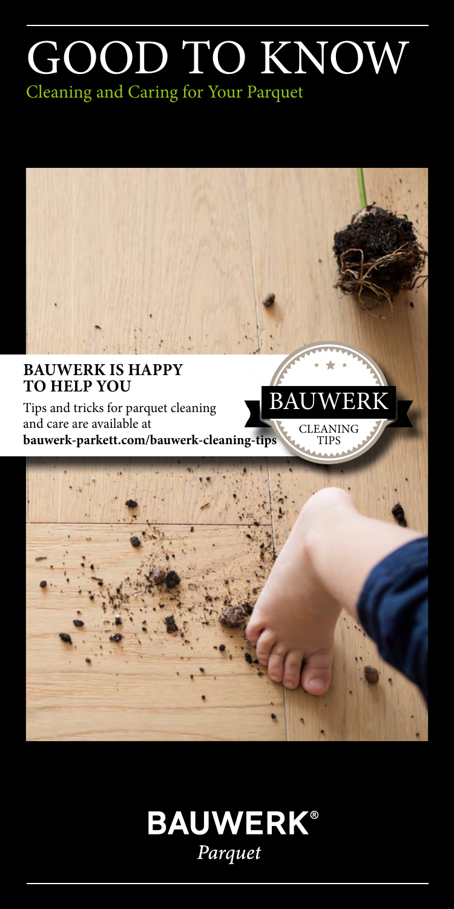# GOOD TO KNOW

## Cleaning and Caring for Your Parquet

### BAUWERK IS HAPPY TO HELP YOU

Tips and tricks for parquet cleaning and care are available at **bauwerk-parkett.com/bauwerk-cleaning-tips**

BAUWERK
CLEANING TIPS

**BAUWERK®**
*Parquet*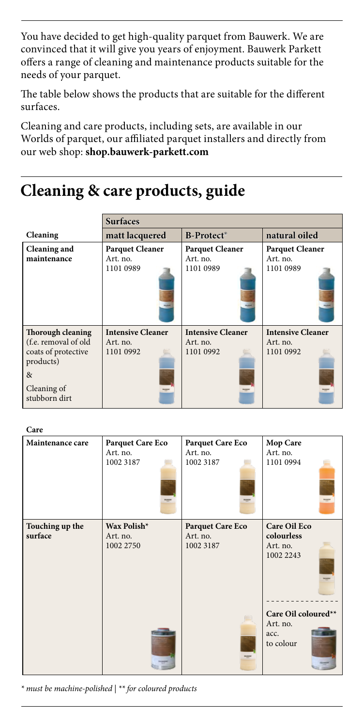You have decided to get high-quality parquet from Bauwerk. We are convinced that it will give you years of enjoyment. Bauwerk Parkett offers a range of cleaning and maintenance products suitable for the needs of your parquet.

The table below shows the products that are suitable for the different surfaces.

Cleaning and care products, including sets, are available in our Worlds of parquet, our affiliated parquet installers and directly from our web shop: **shop.bauwerk-parkett.com**

# Cleaning & care products, guide

| | **Surfaces** | | |
|---|---|---|---|
| **Cleaning** | **matt lacquered** | **B-Protect®** | **natural oiled** |
| **Cleaning and maintenance** | **Parquet Cleaner** Art. no. 1101 0989 | **Parquet Cleaner** Art. no. 1101 0989 | **Parquet Cleaner** Art. no. 1101 0989 |
| **Thorough cleaning** (f.e. removal of old coats of protective products) & Cleaning of stubborn dirt | **Intensive Cleaner** Art. no. 1101 0992 | **Intensive Cleaner** Art. no. 1101 0992 | **Intensive Cleaner** Art. no. 1101 0992 |
| **Care** | | | |
| **Maintenance care** | **Parquet Care Eco** Art. no. 1002 3187 | **Parquet Care Eco** Art. no. 1002 3187 | **Mop Care** Art. no. 1101 0994 |
| **Touching up the surface** | **Wax Polish*** Art. no. 1002 2750 | **Parquet Care Eco** Art. no. 1002 3187 | **Care Oil Eco colourless** Art. no. 1002 2243 / **Care Oil coloured**** Art. no. acc. to colour |

*\* must be machine-polished | \*\* for coloured products*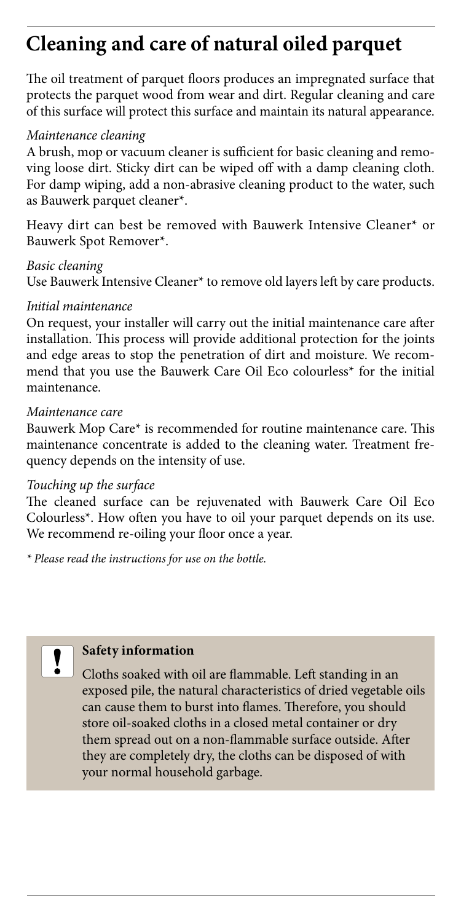# Cleaning and care of natural oiled parquet

The oil treatment of parquet floors produces an impregnated surface that protects the parquet wood from wear and dirt. Regular cleaning and care of this surface will protect this surface and maintain its natural appearance.

*Maintenance cleaning*

A brush, mop or vacuum cleaner is sufficient for basic cleaning and removing loose dirt. Sticky dirt can be wiped off with a damp cleaning cloth. For damp wiping, add a non-abrasive cleaning product to the water, such as Bauwerk parquet cleaner*.

Heavy dirt can best be removed with Bauwerk Intensive Cleaner* or Bauwerk Spot Remover*.

*Basic cleaning*

Use Bauwerk Intensive Cleaner* to remove old layers left by care products.

*Initial maintenance*

On request, your installer will carry out the initial maintenance care after installation. This process will provide additional protection for the joints and edge areas to stop the penetration of dirt and moisture. We recommend that you use the Bauwerk Care Oil Eco colourless* for the initial maintenance.

*Maintenance care*

Bauwerk Mop Care* is recommended for routine maintenance care. This maintenance concentrate is added to the cleaning water. Treatment frequency depends on the intensity of use.

*Touching up the surface*

The cleaned surface can be rejuvenated with Bauwerk Care Oil Eco Colourless*. How often you have to oil your parquet depends on its use. We recommend re-oiling your floor once a year.

*\* Please read the instructions for use on the bottle.*

> **!**
>
> **Safety information**
>
> Cloths soaked with oil are flammable. Left standing in an exposed pile, the natural characteristics of dried vegetable oils can cause them to burst into flames. Therefore, you should store oil-soaked cloths in a closed metal container or dry them spread out on a non-flammable surface outside. After they are completely dry, the cloths can be disposed of with your normal household garbage.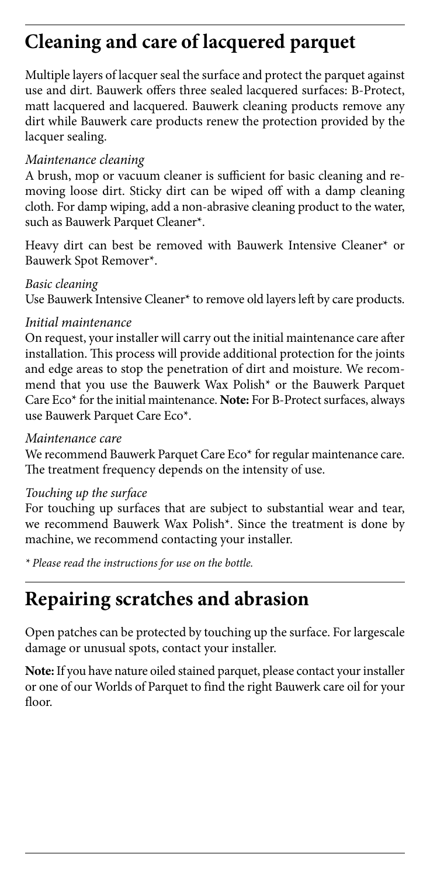## Cleaning and care of lacquered parquet

Multiple layers of lacquer seal the surface and protect the parquet against use and dirt. Bauwerk offers three sealed lacquered surfaces: B-Protect, matt lacquered and lacquered. Bauwerk cleaning products remove any dirt while Bauwerk care products renew the protection provided by the lacquer sealing.

*Maintenance cleaning*

A brush, mop or vacuum cleaner is sufficient for basic cleaning and removing loose dirt. Sticky dirt can be wiped off with a damp cleaning cloth. For damp wiping, add a non-abrasive cleaning product to the water, such as Bauwerk Parquet Cleaner*.

Heavy dirt can best be removed with Bauwerk Intensive Cleaner* or Bauwerk Spot Remover*.

*Basic cleaning*

Use Bauwerk Intensive Cleaner* to remove old layers left by care products.

*Initial maintenance*

On request, your installer will carry out the initial maintenance care after installation. This process will provide additional protection for the joints and edge areas to stop the penetration of dirt and moisture. We recommend that you use the Bauwerk Wax Polish* or the Bauwerk Parquet Care Eco* for the initial maintenance. **Note:** For B-Protect surfaces, always use Bauwerk Parquet Care Eco*.

*Maintenance care*

We recommend Bauwerk Parquet Care Eco* for regular maintenance care. The treatment frequency depends on the intensity of use.

*Touching up the surface*

For touching up surfaces that are subject to substantial wear and tear, we recommend Bauwerk Wax Polish*. Since the treatment is done by machine, we recommend contacting your installer.

*\* Please read the instructions for use on the bottle.*

## Repairing scratches and abrasion

Open patches can be protected by touching up the surface. For largescale damage or unusual spots, contact your installer.

**Note:** If you have nature oiled stained parquet, please contact your installer or one of our Worlds of Parquet to find the right Bauwerk care oil for your floor.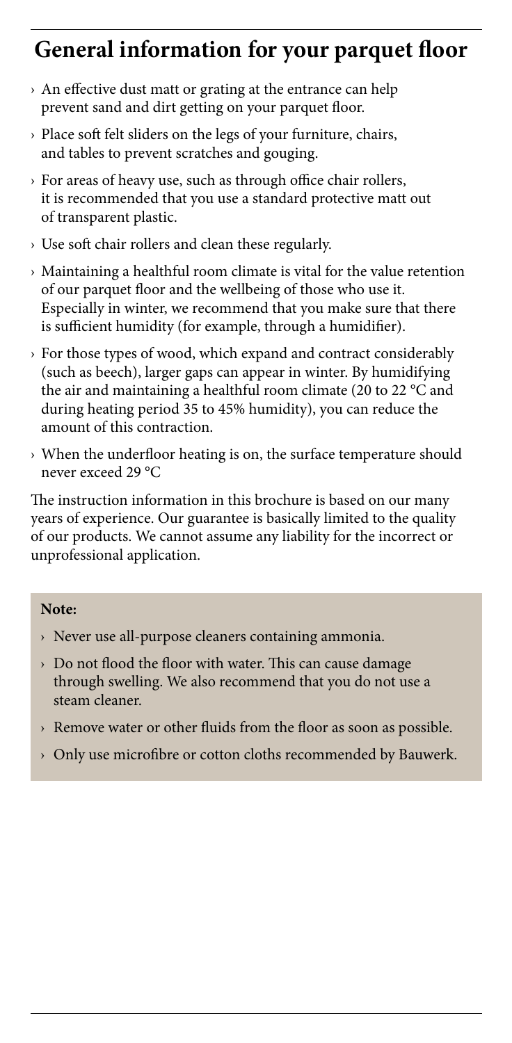# General information for your parquet floor

- An effective dust matt or grating at the entrance can help prevent sand and dirt getting on your parquet floor.
- Place soft felt sliders on the legs of your furniture, chairs, and tables to prevent scratches and gouging.
- For areas of heavy use, such as through office chair rollers, it is recommended that you use a standard protective matt out of transparent plastic.
- Use soft chair rollers and clean these regularly.
- Maintaining a healthful room climate is vital for the value retention of our parquet floor and the wellbeing of those who use it. Especially in winter, we recommend that you make sure that there is sufficient humidity (for example, through a humidifier).
- For those types of wood, which expand and contract considerably (such as beech), larger gaps can appear in winter. By humidifying the air and maintaining a healthful room climate (20 to 22 °C and during heating period 35 to 45% humidity), you can reduce the amount of this contraction.
- When the underfloor heating is on, the surface temperature should never exceed 29 °C

The instruction information in this brochure is based on our many years of experience. Our guarantee is basically limited to the quality of our products. We cannot assume any liability for the incorrect or unprofessional application.

**Note:**

- Never use all-purpose cleaners containing ammonia.
- Do not flood the floor with water. This can cause damage through swelling. We also recommend that you do not use a steam cleaner.
- Remove water or other fluids from the floor as soon as possible.
- Only use microfibre or cotton cloths recommended by Bauwerk.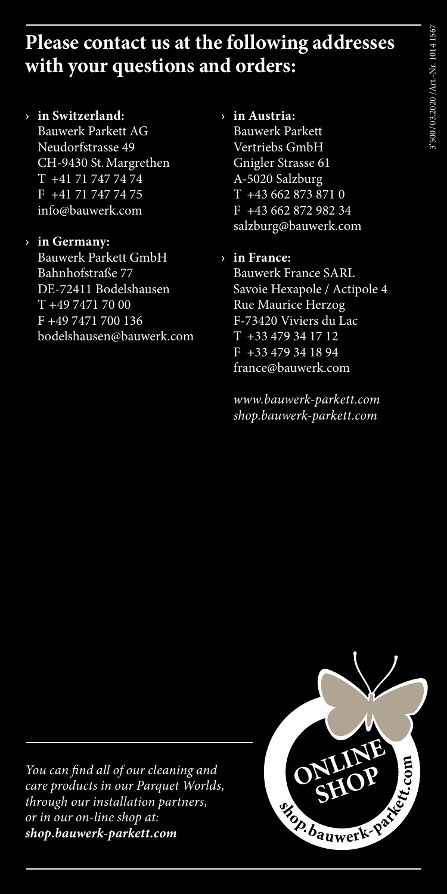## Please contact us at the following addresses with your questions and orders:

- **in Switzerland:**
  Bauwerk Parkett AG
  Neudorfstrasse 49
  CH-9430 St. Margrethen
  T +41 71 747 74 74
  F +41 71 747 74 75
  info@bauwerk.com

- **in Germany:**
  Bauwerk Parkett GmbH
  Bahnhofstraße 77
  DE-72411 Bodelshausen
  T +49 7471 70 00
  F +49 7471 700 136
  bodelshausen@bauwerk.com

- **in Austria:**
  Bauwerk Parkett
  Vertriebs GmbH
  Gnigler Strasse 61
  A-5020 Salzburg
  T +43 662 873 871 0
  F +43 662 872 982 34
  salzburg@bauwerk.com

- **in France:**
  Bauwerk France SARL
  Savoie Hexapole / Actipole 4
  Rue Maurice Herzog
  F-73420 Viviers du Lac
  T +33 479 34 17 12
  F +33 479 34 18 94
  france@bauwerk.com

*www.bauwerk-parkett.com*
*shop.bauwerk-parkett.com*

3'500/03.2020/Art.-Nr. 1014 1567

*You can find all of our cleaning and care products in our Parquet Worlds, through our installation partners, or in our on-line shop at:*
***shop.bauwerk-parkett.com***

ONLINE SHOP
shop.bauwerk-parkett.com